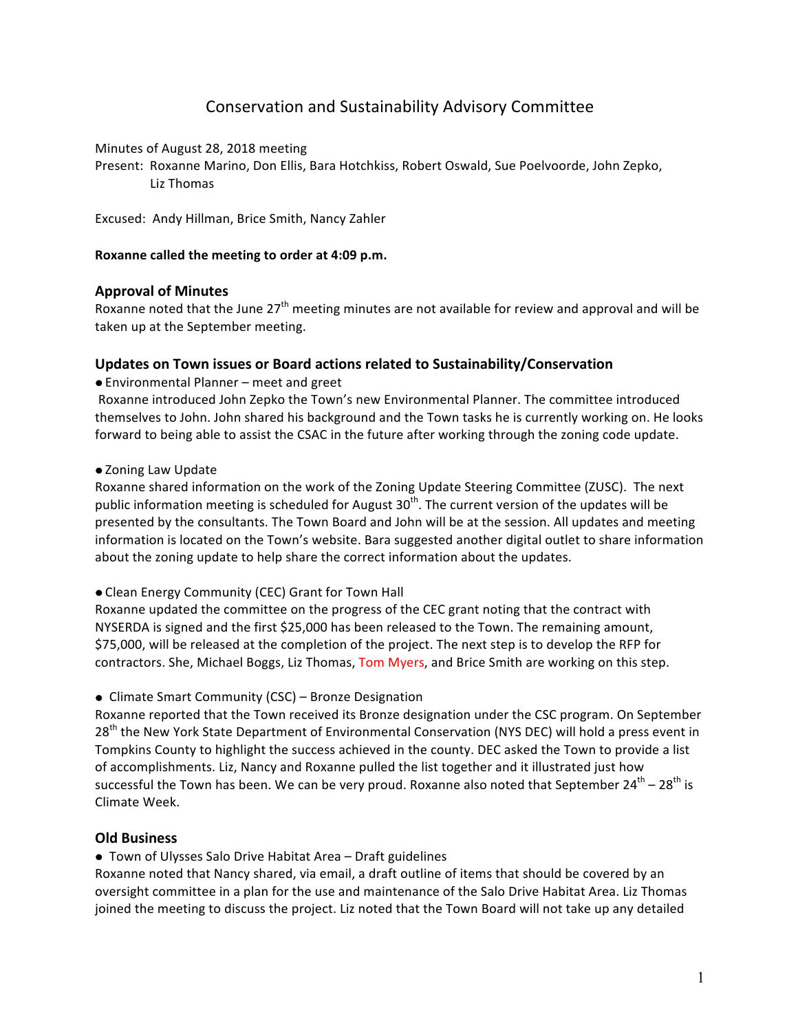# Conservation and Sustainability Advisory Committee

Minutes of August 28, 2018 meeting

Present: Roxanne Marino, Don Ellis, Bara Hotchkiss, Robert Oswald, Sue Poelvoorde, John Zepko, Liz Thomas

Excused: Andy Hillman, Brice Smith, Nancy Zahler

**Roxanne called the meeting to order at 4:09 p.m.**

## Approval of Minutes

Roxanne noted that the June 27th meeting minutes are not available for review and approval and will be taken up at the September meeting.

## Updates on Town issues or Board actions related to Sustainability/Conservation

- Environmental Planner – meet and greet

Roxanne introduced John Zepko the Town's new Environmental Planner. The committee introduced themselves to John. John shared his background and the Town tasks he is currently working on. He looks forward to being able to assist the CSAC in the future after working through the zoning code update.

- Zoning Law Update

Roxanne shared information on the work of the Zoning Update Steering Committee (ZUSC). The next public information meeting is scheduled for August 30th. The current version of the updates will be presented by the consultants. The Town Board and John will be at the session. All updates and meeting information is located on the Town's website. Bara suggested another digital outlet to share information about the zoning update to help share the correct information about the updates.

- Clean Energy Community (CEC) Grant for Town Hall

Roxanne updated the committee on the progress of the CEC grant noting that the contract with NYSERDA is signed and the first $25,000 has been released to the Town. The remaining amount, $75,000, will be released at the completion of the project. The next step is to develop the RFP for contractors. She, Michael Boggs, Liz Thomas, Tom Myers, and Brice Smith are working on this step.

- Climate Smart Community (CSC) – Bronze Designation

Roxanne reported that the Town received its Bronze designation under the CSC program. On September 28th the New York State Department of Environmental Conservation (NYS DEC) will hold a press event in Tompkins County to highlight the success achieved in the county. DEC asked the Town to provide a list of accomplishments. Liz, Nancy and Roxanne pulled the list together and it illustrated just how successful the Town has been. We can be very proud. Roxanne also noted that September 24th – 28th is Climate Week.

## Old Business

- Town of Ulysses Salo Drive Habitat Area – Draft guidelines

Roxanne noted that Nancy shared, via email, a draft outline of items that should be covered by an oversight committee in a plan for the use and maintenance of the Salo Drive Habitat Area. Liz Thomas joined the meeting to discuss the project. Liz noted that the Town Board will not take up any detailed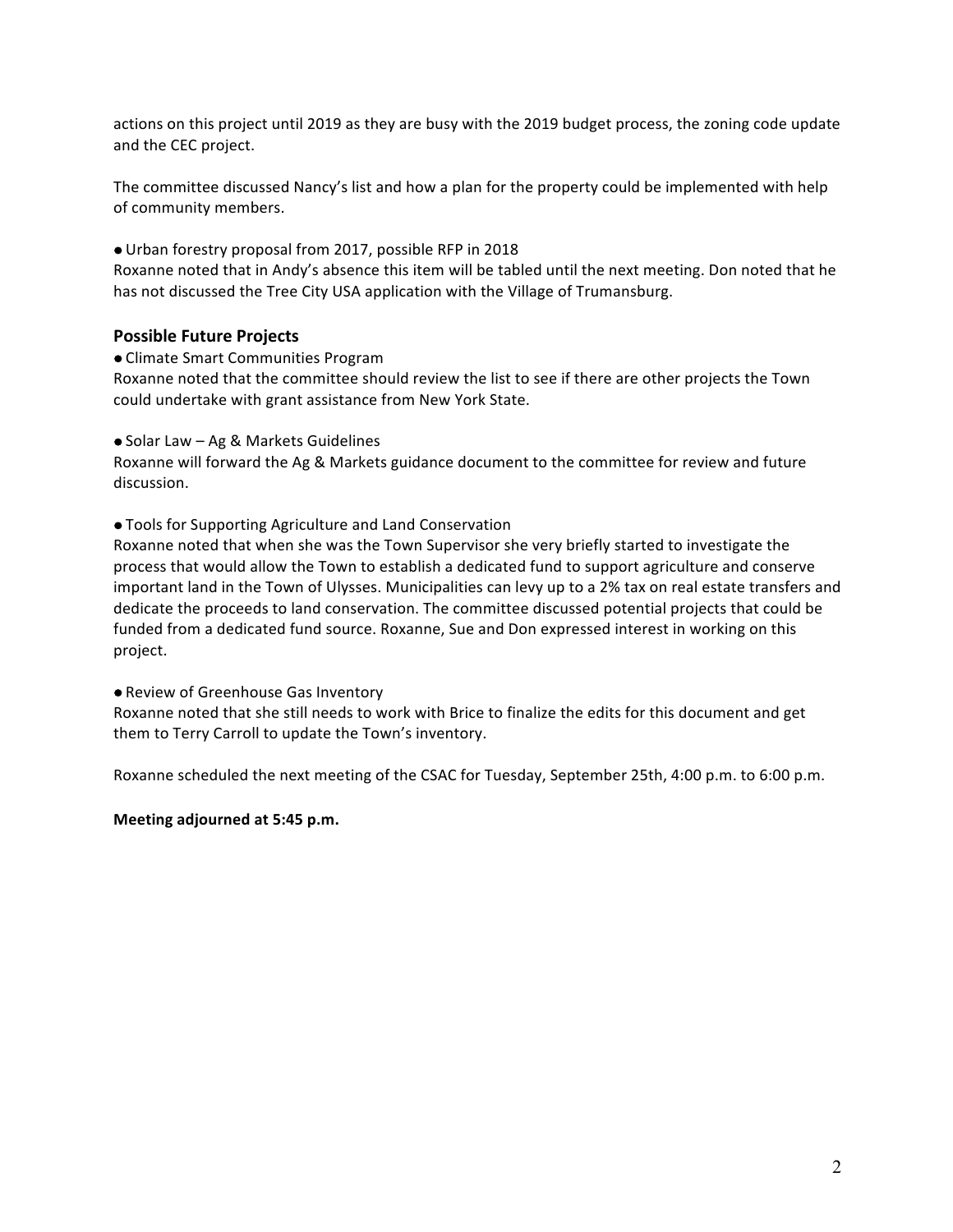actions on this project until 2019 as they are busy with the 2019 budget process, the zoning code update and the CEC project.

The committee discussed Nancy's list and how a plan for the property could be implemented with help of community members.

- Urban forestry proposal from 2017, possible RFP in 2018

Roxanne noted that in Andy's absence this item will be tabled until the next meeting. Don noted that he has not discussed the Tree City USA application with the Village of Trumansburg.

### Possible Future Projects

- Climate Smart Communities Program

Roxanne noted that the committee should review the list to see if there are other projects the Town could undertake with grant assistance from New York State.

- Solar Law – Ag & Markets Guidelines

Roxanne will forward the Ag & Markets guidance document to the committee for review and future discussion.

- Tools for Supporting Agriculture and Land Conservation

Roxanne noted that when she was the Town Supervisor she very briefly started to investigate the process that would allow the Town to establish a dedicated fund to support agriculture and conserve important land in the Town of Ulysses. Municipalities can levy up to a 2% tax on real estate transfers and dedicate the proceeds to land conservation. The committee discussed potential projects that could be funded from a dedicated fund source. Roxanne, Sue and Don expressed interest in working on this project.

- Review of Greenhouse Gas Inventory

Roxanne noted that she still needs to work with Brice to finalize the edits for this document and get them to Terry Carroll to update the Town's inventory.

Roxanne scheduled the next meeting of the CSAC for Tuesday, September 25th, 4:00 p.m. to 6:00 p.m.

**Meeting adjourned at 5:45 p.m.**